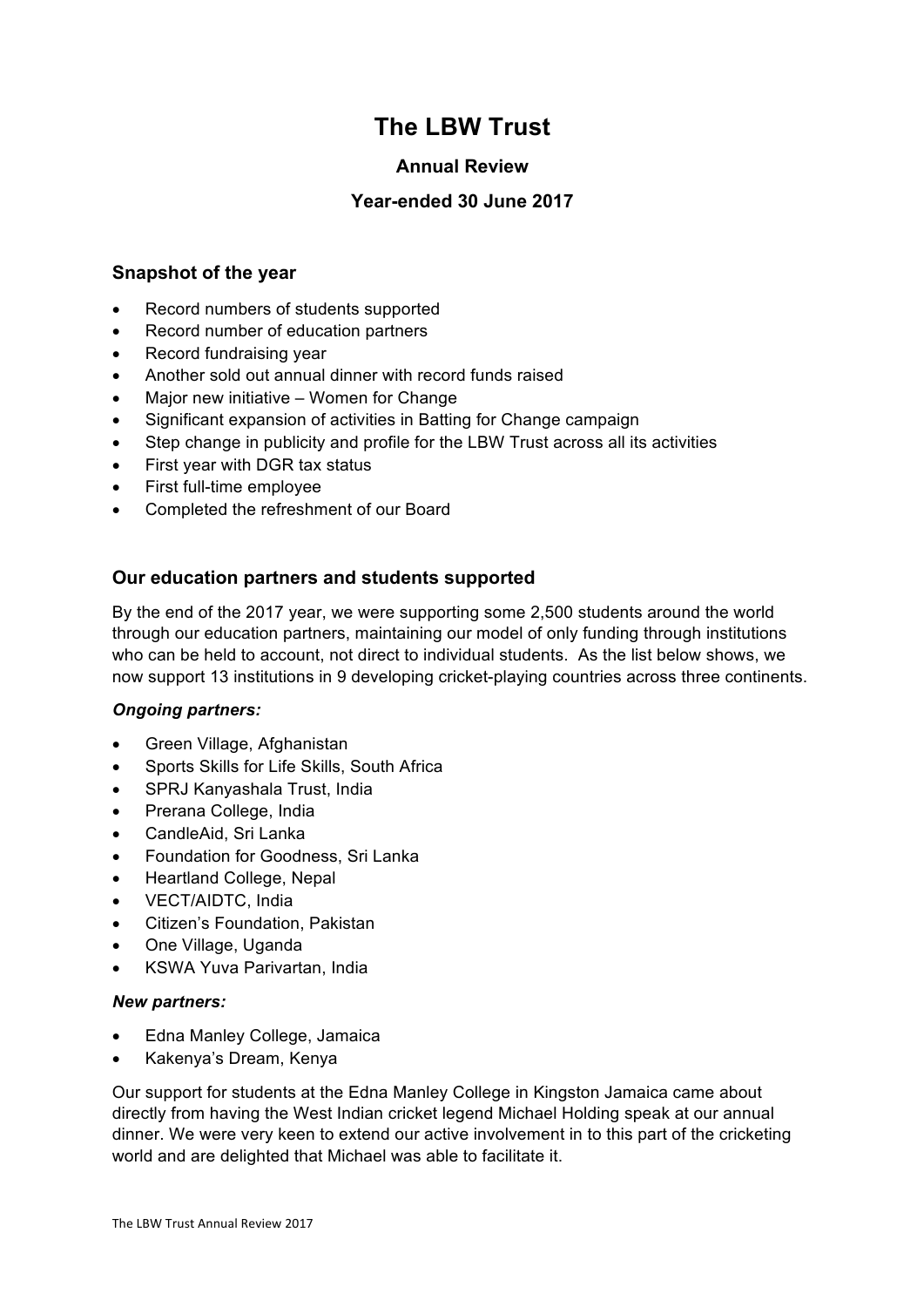# The LBW Trust

### Annual Review

### Year-ended 30 June 2017

## Snapshot of the year

- Record numbers of students supported
- Record number of education partners
- Record fundraising year
- Another sold out annual dinner with record funds raised
- Major new initiative – Women for Change
- Significant expansion of activities in Batting for Change campaign
- Step change in publicity and profile for the LBW Trust across all its activities
- First year with DGR tax status
- First full-time employee
- Completed the refreshment of our Board

## Our education partners and students supported

By the end of the 2017 year, we were supporting some 2,500 students around the world through our education partners, maintaining our model of only funding through institutions who can be held to account, not direct to individual students. As the list below shows, we now support 13 institutions in 9 developing cricket-playing countries across three continents.

***Ongoing partners:***

- Green Village, Afghanistan
- Sports Skills for Life Skills, South Africa
- SPRJ Kanyashala Trust, India
- Prerana College, India
- CandleAid, Sri Lanka
- Foundation for Goodness, Sri Lanka
- Heartland College, Nepal
- VECT/AIDTC, India
- Citizen's Foundation, Pakistan
- One Village, Uganda
- KSWA Yuva Parivartan, India

***New partners:***

- Edna Manley College, Jamaica
- Kakenya's Dream, Kenya

Our support for students at the Edna Manley College in Kingston Jamaica came about directly from having the West Indian cricket legend Michael Holding speak at our annual dinner. We were very keen to extend our active involvement in to this part of the cricketing world and are delighted that Michael was able to facilitate it.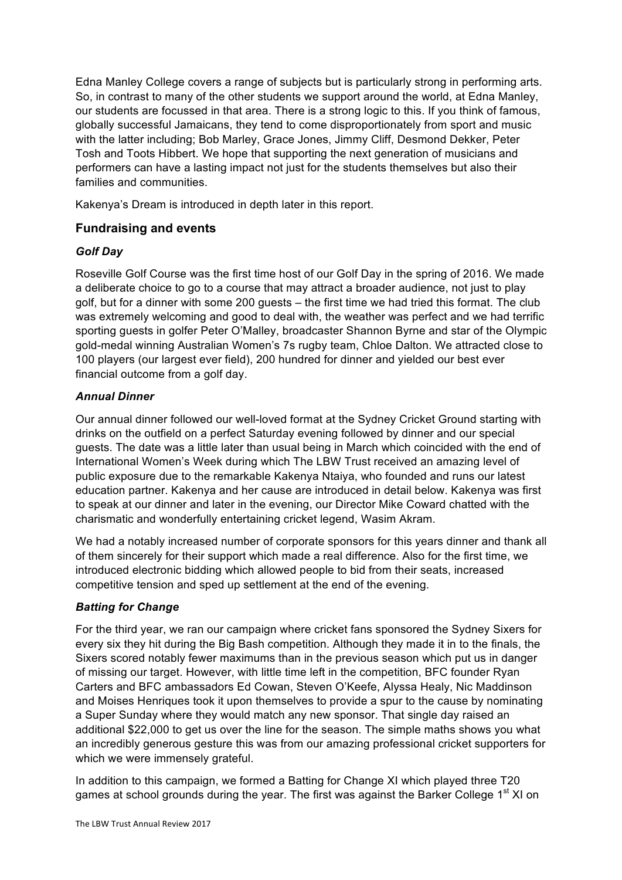Edna Manley College covers a range of subjects but is particularly strong in performing arts. So, in contrast to many of the other students we support around the world, at Edna Manley, our students are focussed in that area. There is a strong logic to this. If you think of famous, globally successful Jamaicans, they tend to come disproportionately from sport and music with the latter including; Bob Marley, Grace Jones, Jimmy Cliff, Desmond Dekker, Peter Tosh and Toots Hibbert. We hope that supporting the next generation of musicians and performers can have a lasting impact not just for the students themselves but also their families and communities.

Kakenya's Dream is introduced in depth later in this report.

## Fundraising and events

### *Golf Day*

Roseville Golf Course was the first time host of our Golf Day in the spring of 2016. We made a deliberate choice to go to a course that may attract a broader audience, not just to play golf, but for a dinner with some 200 guests – the first time we had tried this format. The club was extremely welcoming and good to deal with, the weather was perfect and we had terrific sporting guests in golfer Peter O'Malley, broadcaster Shannon Byrne and star of the Olympic gold-medal winning Australian Women's 7s rugby team, Chloe Dalton. We attracted close to 100 players (our largest ever field), 200 hundred for dinner and yielded our best ever financial outcome from a golf day.

### *Annual Dinner*

Our annual dinner followed our well-loved format at the Sydney Cricket Ground starting with drinks on the outfield on a perfect Saturday evening followed by dinner and our special guests. The date was a little later than usual being in March which coincided with the end of International Women's Week during which The LBW Trust received an amazing level of public exposure due to the remarkable Kakenya Ntaiya, who founded and runs our latest education partner. Kakenya and her cause are introduced in detail below. Kakenya was first to speak at our dinner and later in the evening, our Director Mike Coward chatted with the charismatic and wonderfully entertaining cricket legend, Wasim Akram.

We had a notably increased number of corporate sponsors for this years dinner and thank all of them sincerely for their support which made a real difference. Also for the first time, we introduced electronic bidding which allowed people to bid from their seats, increased competitive tension and sped up settlement at the end of the evening.

### *Batting for Change*

For the third year, we ran our campaign where cricket fans sponsored the Sydney Sixers for every six they hit during the Big Bash competition. Although they made it in to the finals, the Sixers scored notably fewer maximums than in the previous season which put us in danger of missing our target. However, with little time left in the competition, BFC founder Ryan Carters and BFC ambassadors Ed Cowan, Steven O'Keefe, Alyssa Healy, Nic Maddinson and Moises Henriques took it upon themselves to provide a spur to the cause by nominating a Super Sunday where they would match any new sponsor. That single day raised an additional $22,000 to get us over the line for the season. The simple maths shows you what an incredibly generous gesture this was from our amazing professional cricket supporters for which we were immensely grateful.

In addition to this campaign, we formed a Batting for Change XI which played three T20 games at school grounds during the year. The first was against the Barker College 1st XI on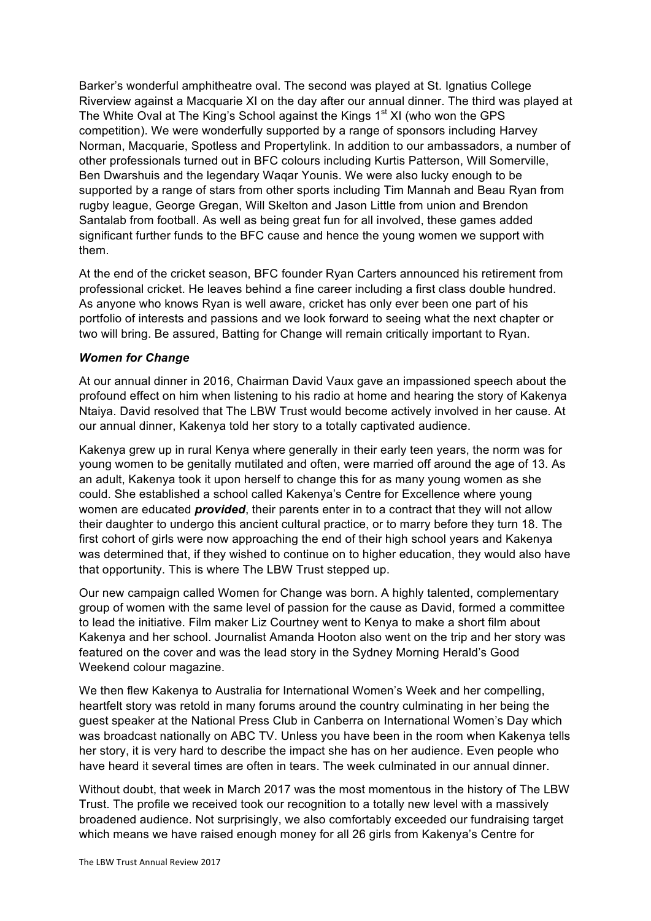Barker's wonderful amphitheatre oval. The second was played at St. Ignatius College Riverview against a Macquarie XI on the day after our annual dinner. The third was played at The White Oval at The King's School against the Kings 1st XI (who won the GPS competition). We were wonderfully supported by a range of sponsors including Harvey Norman, Macquarie, Spotless and Propertylink. In addition to our ambassadors, a number of other professionals turned out in BFC colours including Kurtis Patterson, Will Somerville, Ben Dwarshuis and the legendary Waqar Younis. We were also lucky enough to be supported by a range of stars from other sports including Tim Mannah and Beau Ryan from rugby league, George Gregan, Will Skelton and Jason Little from union and Brendon Santalab from football. As well as being great fun for all involved, these games added significant further funds to the BFC cause and hence the young women we support with them.

At the end of the cricket season, BFC founder Ryan Carters announced his retirement from professional cricket. He leaves behind a fine career including a first class double hundred. As anyone who knows Ryan is well aware, cricket has only ever been one part of his portfolio of interests and passions and we look forward to seeing what the next chapter or two will bring. Be assured, Batting for Change will remain critically important to Ryan.

***Women for Change***

At our annual dinner in 2016, Chairman David Vaux gave an impassioned speech about the profound effect on him when listening to his radio at home and hearing the story of Kakenya Ntaiya. David resolved that The LBW Trust would become actively involved in her cause. At our annual dinner, Kakenya told her story to a totally captivated audience.

Kakenya grew up in rural Kenya where generally in their early teen years, the norm was for young women to be genitally mutilated and often, were married off around the age of 13. As an adult, Kakenya took it upon herself to change this for as many young women as she could. She established a school called Kakenya's Centre for Excellence where young women are educated ***provided***, their parents enter in to a contract that they will not allow their daughter to undergo this ancient cultural practice, or to marry before they turn 18. The first cohort of girls were now approaching the end of their high school years and Kakenya was determined that, if they wished to continue on to higher education, they would also have that opportunity. This is where The LBW Trust stepped up.

Our new campaign called Women for Change was born. A highly talented, complementary group of women with the same level of passion for the cause as David, formed a committee to lead the initiative. Film maker Liz Courtney went to Kenya to make a short film about Kakenya and her school. Journalist Amanda Hooton also went on the trip and her story was featured on the cover and was the lead story in the Sydney Morning Herald's Good Weekend colour magazine.

We then flew Kakenya to Australia for International Women's Week and her compelling, heartfelt story was retold in many forums around the country culminating in her being the guest speaker at the National Press Club in Canberra on International Women's Day which was broadcast nationally on ABC TV. Unless you have been in the room when Kakenya tells her story, it is very hard to describe the impact she has on her audience. Even people who have heard it several times are often in tears. The week culminated in our annual dinner.

Without doubt, that week in March 2017 was the most momentous in the history of The LBW Trust. The profile we received took our recognition to a totally new level with a massively broadened audience. Not surprisingly, we also comfortably exceeded our fundraising target which means we have raised enough money for all 26 girls from Kakenya's Centre for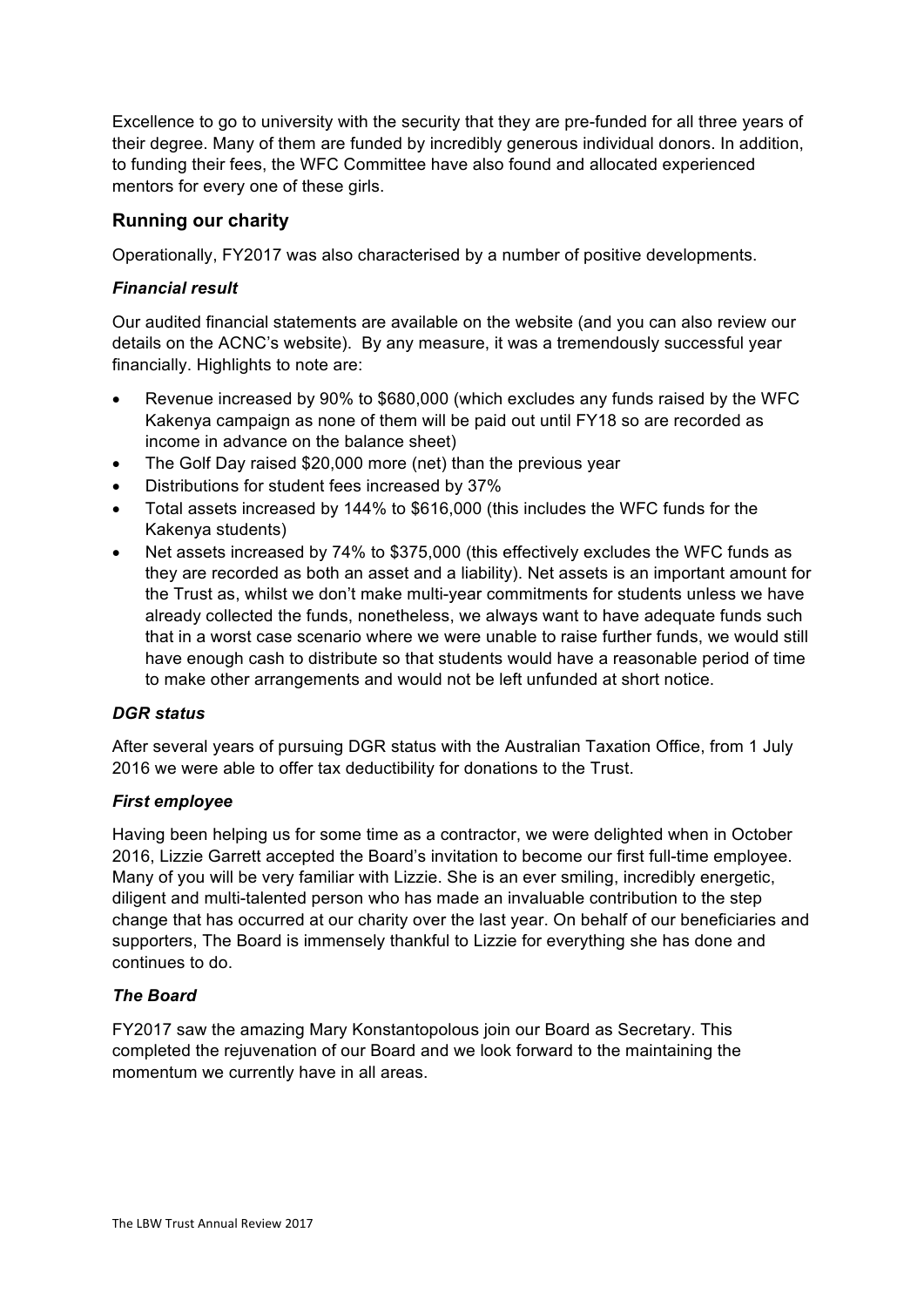Excellence to go to university with the security that they are pre-funded for all three years of their degree. Many of them are funded by incredibly generous individual donors. In addition, to funding their fees, the WFC Committee have also found and allocated experienced mentors for every one of these girls.

## Running our charity

Operationally, FY2017 was also characterised by a number of positive developments.

### *Financial result*

Our audited financial statements are available on the website (and you can also review our details on the ACNC's website). By any measure, it was a tremendously successful year financially. Highlights to note are:

- Revenue increased by 90% to $680,000 (which excludes any funds raised by the WFC Kakenya campaign as none of them will be paid out until FY18 so are recorded as income in advance on the balance sheet)
- The Golf Day raised $20,000 more (net) than the previous year
- Distributions for student fees increased by 37%
- Total assets increased by 144% to $616,000 (this includes the WFC funds for the Kakenya students)
- Net assets increased by 74% to $375,000 (this effectively excludes the WFC funds as they are recorded as both an asset and a liability). Net assets is an important amount for the Trust as, whilst we don't make multi-year commitments for students unless we have already collected the funds, nonetheless, we always want to have adequate funds such that in a worst case scenario where we were unable to raise further funds, we would still have enough cash to distribute so that students would have a reasonable period of time to make other arrangements and would not be left unfunded at short notice.

### *DGR status*

After several years of pursuing DGR status with the Australian Taxation Office, from 1 July 2016 we were able to offer tax deductibility for donations to the Trust.

### *First employee*

Having been helping us for some time as a contractor, we were delighted when in October 2016, Lizzie Garrett accepted the Board's invitation to become our first full-time employee. Many of you will be very familiar with Lizzie. She is an ever smiling, incredibly energetic, diligent and multi-talented person who has made an invaluable contribution to the step change that has occurred at our charity over the last year. On behalf of our beneficiaries and supporters, The Board is immensely thankful to Lizzie for everything she has done and continues to do.

### *The Board*

FY2017 saw the amazing Mary Konstantopolous join our Board as Secretary. This completed the rejuvenation of our Board and we look forward to the maintaining the momentum we currently have in all areas.